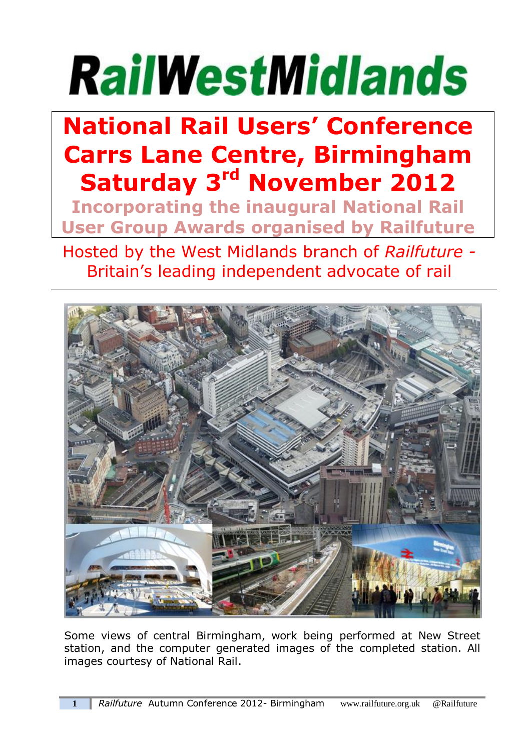# RailWestMidlands

## National Rail Users' Conference
## Carrs Lane Centre, Birmingham
## Saturday 3rd November 2012

**Incorporating the inaugural National Rail User Group Awards organised by Railfuture**

Hosted by the West Midlands branch of *Railfuture* - Britain's leading independent advocate of rail

Some views of central Birmingham, work being performed at New Street station, and the computer generated images of the completed station. All images courtesy of National Rail.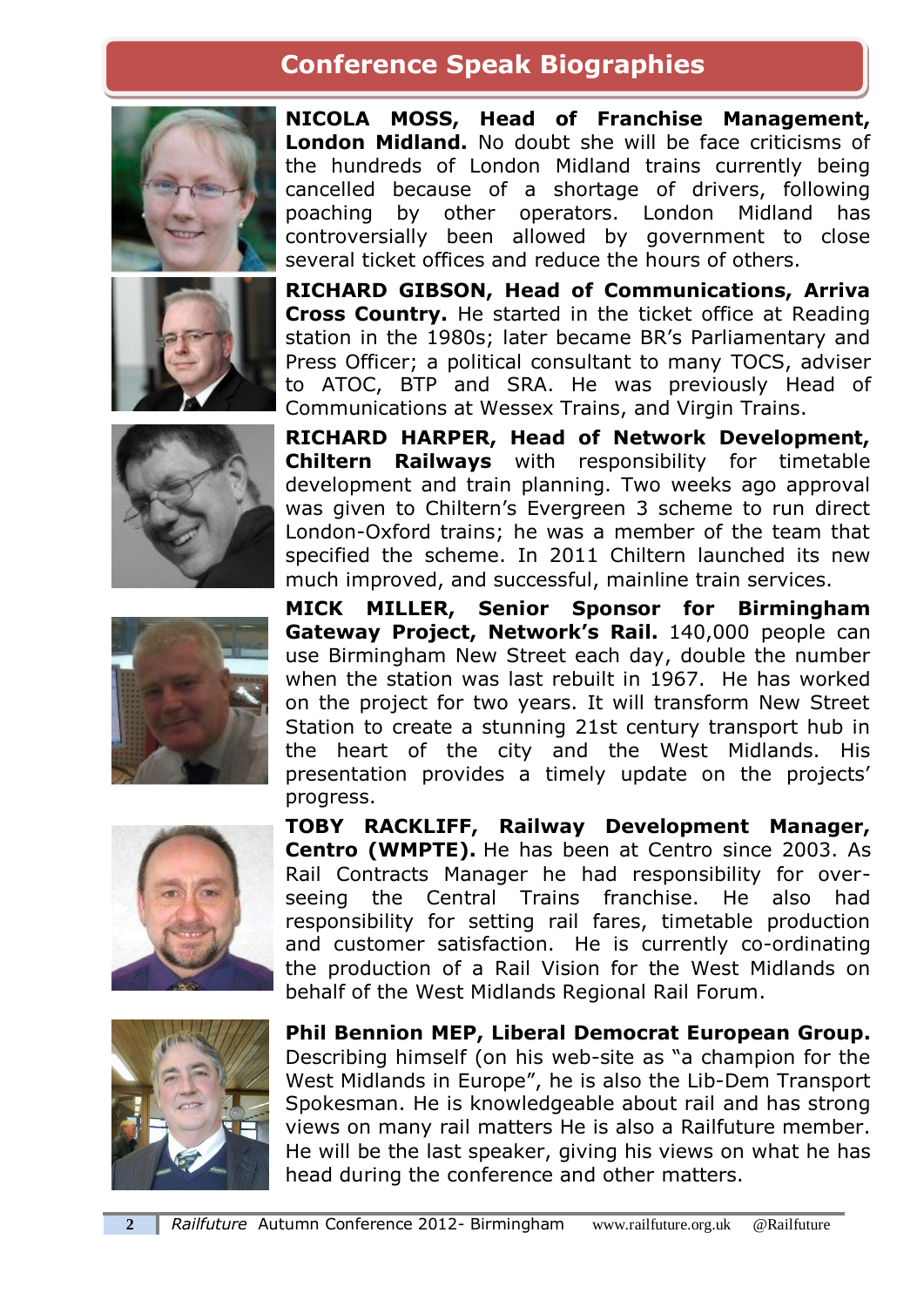# Conference Speak Biographies

**NICOLA MOSS, Head of Franchise Management, London Midland.** No doubt she will be face criticisms of the hundreds of London Midland trains currently being cancelled because of a shortage of drivers, following poaching by other operators. London Midland has controversially been allowed by government to close several ticket offices and reduce the hours of others.

**RICHARD GIBSON, Head of Communications, Arriva Cross Country.** He started in the ticket office at Reading station in the 1980s; later became BR's Parliamentary and Press Officer; a political consultant to many TOCS, adviser to ATOC, BTP and SRA. He was previously Head of Communications at Wessex Trains, and Virgin Trains.

**RICHARD HARPER, Head of Network Development, Chiltern Railways** with responsibility for timetable development and train planning. Two weeks ago approval was given to Chiltern's Evergreen 3 scheme to run direct London-Oxford trains; he was a member of the team that specified the scheme. In 2011 Chiltern launched its new much improved, and successful, mainline train services.

**MICK MILLER, Senior Sponsor for Birmingham Gateway Project, Network's Rail.** 140,000 people can use Birmingham New Street each day, double the number when the station was last rebuilt in 1967. He has worked on the project for two years. It will transform New Street Station to create a stunning 21st century transport hub in the heart of the city and the West Midlands. His presentation provides a timely update on the projects' progress.

**TOBY RACKLIFF, Railway Development Manager, Centro (WMPTE).** He has been at Centro since 2003. As Rail Contracts Manager he had responsibility for over-seeing the Central Trains franchise. He also had responsibility for setting rail fares, timetable production and customer satisfaction. He is currently co-ordinating the production of a Rail Vision for the West Midlands on behalf of the West Midlands Regional Rail Forum.

**Phil Bennion MEP, Liberal Democrat European Group.** Describing himself (on his web-site as "a champion for the West Midlands in Europe", he is also the Lib-Dem Transport Spokesman. He is knowledgeable about rail and has strong views on many rail matters He is also a Railfuture member. He will be the last speaker, giving his views on what he has head during the conference and other matters.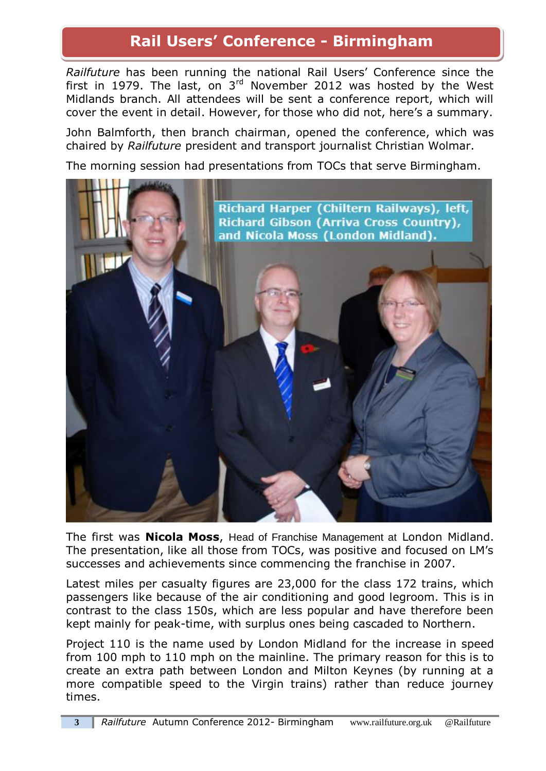## Rail Users' Conference - Birmingham

*Railfuture* has been running the national Rail Users' Conference since the first in 1979. The last, on 3rd November 2012 was hosted by the West Midlands branch. All attendees will be sent a conference report, which will cover the event in detail. However, for those who did not, here's a summary.

John Balmforth, then branch chairman, opened the conference, which was chaired by *Railfuture* president and transport journalist Christian Wolmar.

The morning session had presentations from TOCs that serve Birmingham.

Richard Harper (Chiltern Railways), left, Richard Gibson (Arriva Cross Country), and Nicola Moss (London Midland).

The first was **Nicola Moss**, Head of Franchise Management at London Midland. The presentation, like all those from TOCs, was positive and focused on LM's successes and achievements since commencing the franchise in 2007.

Latest miles per casualty figures are 23,000 for the class 172 trains, which passengers like because of the air conditioning and good legroom. This is in contrast to the class 150s, which are less popular and have therefore been kept mainly for peak-time, with surplus ones being cascaded to Northern.

Project 110 is the name used by London Midland for the increase in speed from 100 mph to 110 mph on the mainline. The primary reason for this is to create an extra path between London and Milton Keynes (by running at a more compatible speed to the Virgin trains) rather than reduce journey times.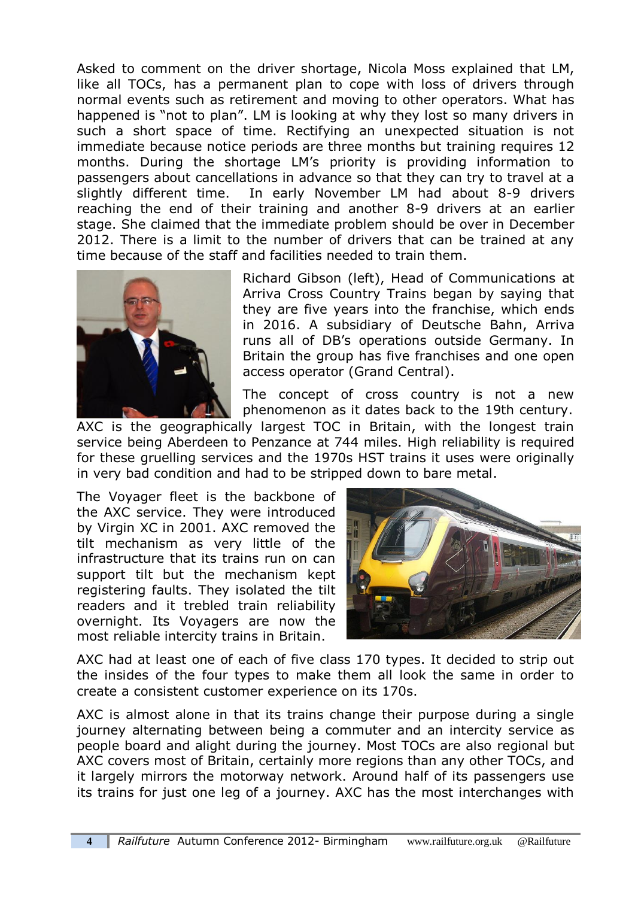Asked to comment on the driver shortage, Nicola Moss explained that LM, like all TOCs, has a permanent plan to cope with loss of drivers through normal events such as retirement and moving to other operators. What has happened is "not to plan". LM is looking at why they lost so many drivers in such a short space of time. Rectifying an unexpected situation is not immediate because notice periods are three months but training requires 12 months. During the shortage LM's priority is providing information to passengers about cancellations in advance so that they can try to travel at a slightly different time. In early November LM had about 8-9 drivers reaching the end of their training and another 8-9 drivers at an earlier stage. She claimed that the immediate problem should be over in December 2012. There is a limit to the number of drivers that can be trained at any time because of the staff and facilities needed to train them.

Richard Gibson (left), Head of Communications at Arriva Cross Country Trains began by saying that they are five years into the franchise, which ends in 2016. A subsidiary of Deutsche Bahn, Arriva runs all of DB's operations outside Germany. In Britain the group has five franchises and one open access operator (Grand Central).

The concept of cross country is not a new phenomenon as it dates back to the 19th century. AXC is the geographically largest TOC in Britain, with the longest train service being Aberdeen to Penzance at 744 miles. High reliability is required for these gruelling services and the 1970s HST trains it uses were originally in very bad condition and had to be stripped down to bare metal.

The Voyager fleet is the backbone of the AXC service. They were introduced by Virgin XC in 2001. AXC removed the tilt mechanism as very little of the infrastructure that its trains run on can support tilt but the mechanism kept registering faults. They isolated the tilt readers and it trebled train reliability overnight. Its Voyagers are now the most reliable intercity trains in Britain.

AXC had at least one of each of five class 170 types. It decided to strip out the insides of the four types to make them all look the same in order to create a consistent customer experience on its 170s.

AXC is almost alone in that its trains change their purpose during a single journey alternating between being a commuter and an intercity service as people board and alight during the journey. Most TOCs are also regional but AXC covers most of Britain, certainly more regions than any other TOCs, and it largely mirrors the motorway network. Around half of its passengers use its trains for just one leg of a journey. AXC has the most interchanges with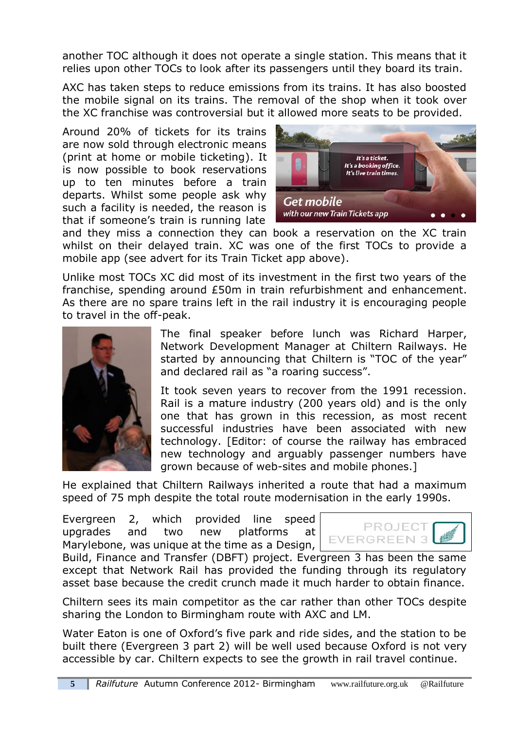another TOC although it does not operate a single station. This means that it relies upon other TOCs to look after its passengers until they board its train.

AXC has taken steps to reduce emissions from its trains. It has also boosted the mobile signal on its trains. The removal of the shop when it took over the XC franchise was controversial but it allowed more seats to be provided.

Around 20% of tickets for its trains are now sold through electronic means (print at home or mobile ticketing). It is now possible to book reservations up to ten minutes before a train departs. Whilst some people ask why such a facility is needed, the reason is that if someone's train is running late and they miss a connection they can book a reservation on the XC train whilst on their delayed train. XC was one of the first TOCs to provide a mobile app (see advert for its Train Ticket app above).

Unlike most TOCs XC did most of its investment in the first two years of the franchise, spending around £50m in train refurbishment and enhancement. As there are no spare trains left in the rail industry it is encouraging people to travel in the off-peak.

The final speaker before lunch was Richard Harper, Network Development Manager at Chiltern Railways. He started by announcing that Chiltern is "TOC of the year" and declared rail as "a roaring success".

It took seven years to recover from the 1991 recession. Rail is a mature industry (200 years old) and is the only one that has grown in this recession, as most recent successful industries have been associated with new technology. [Editor: of course the railway has embraced new technology and arguably passenger numbers have grown because of web-sites and mobile phones.]

He explained that Chiltern Railways inherited a route that had a maximum speed of 75 mph despite the total route modernisation in the early 1990s.

Evergreen 2, which provided line speed upgrades and two new platforms at Marylebone, was unique at the time as a Design, Build, Finance and Transfer (DBFT) project. Evergreen 3 has been the same except that Network Rail has provided the funding through its regulatory asset base because the credit crunch made it much harder to obtain finance.

Chiltern sees its main competitor as the car rather than other TOCs despite sharing the London to Birmingham route with AXC and LM.

Water Eaton is one of Oxford's five park and ride sides, and the station to be built there (Evergreen 3 part 2) will be well used because Oxford is not very accessible by car. Chiltern expects to see the growth in rail travel continue.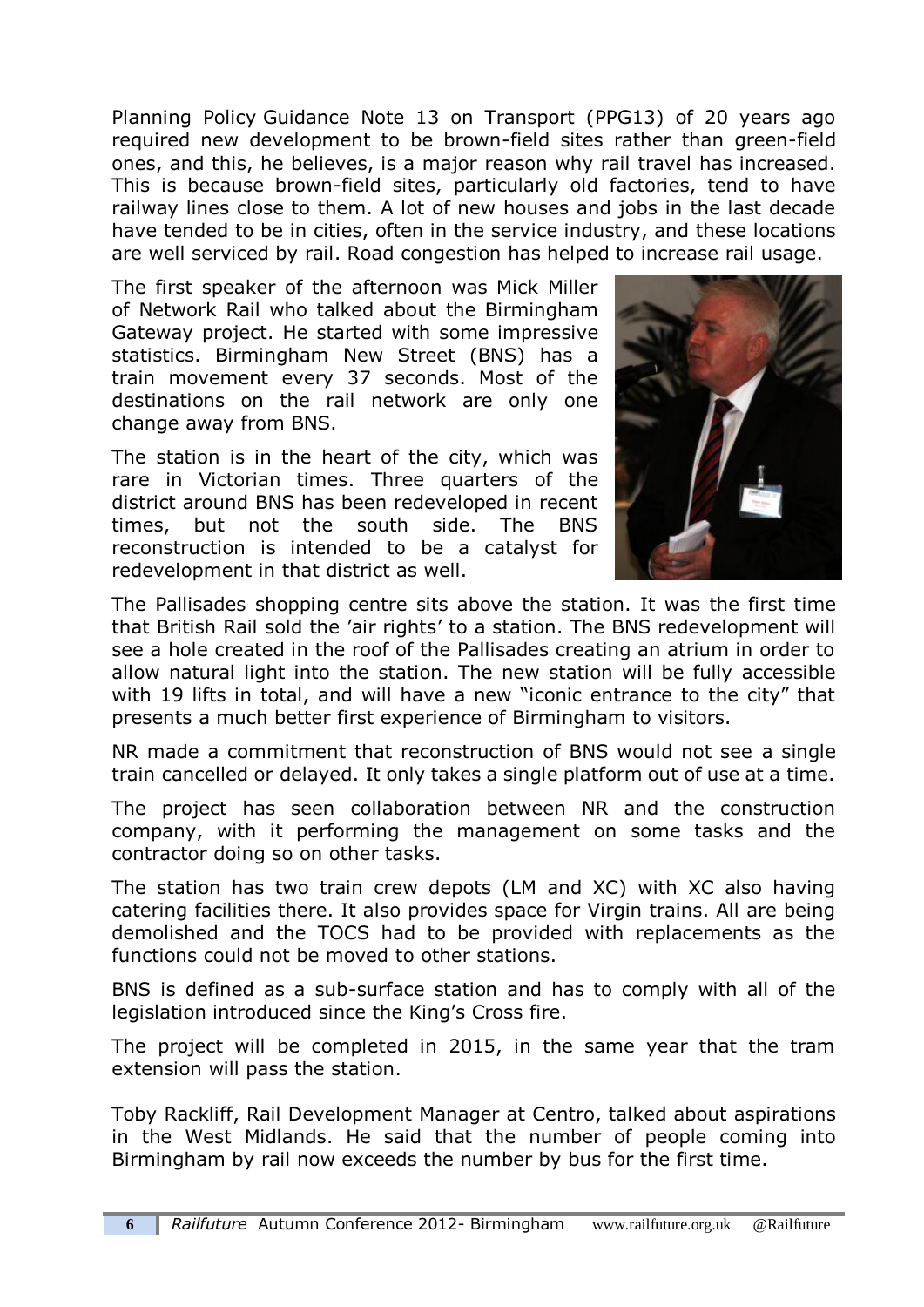Planning Policy Guidance Note 13 on Transport (PPG13) of 20 years ago required new development to be brown-field sites rather than green-field ones, and this, he believes, is a major reason why rail travel has increased. This is because brown-field sites, particularly old factories, tend to have railway lines close to them. A lot of new houses and jobs in the last decade have tended to be in cities, often in the service industry, and these locations are well serviced by rail. Road congestion has helped to increase rail usage.

The first speaker of the afternoon was Mick Miller of Network Rail who talked about the Birmingham Gateway project. He started with some impressive statistics. Birmingham New Street (BNS) has a train movement every 37 seconds. Most of the destinations on the rail network are only one change away from BNS.

The station is in the heart of the city, which was rare in Victorian times. Three quarters of the district around BNS has been redeveloped in recent times, but not the south side. The BNS reconstruction is intended to be a catalyst for redevelopment in that district as well.

The Pallisades shopping centre sits above the station. It was the first time that British Rail sold the 'air rights' to a station. The BNS redevelopment will see a hole created in the roof of the Pallisades creating an atrium in order to allow natural light into the station. The new station will be fully accessible with 19 lifts in total, and will have a new "iconic entrance to the city" that presents a much better first experience of Birmingham to visitors.

NR made a commitment that reconstruction of BNS would not see a single train cancelled or delayed. It only takes a single platform out of use at a time.

The project has seen collaboration between NR and the construction company, with it performing the management on some tasks and the contractor doing so on other tasks.

The station has two train crew depots (LM and XC) with XC also having catering facilities there. It also provides space for Virgin trains. All are being demolished and the TOCS had to be provided with replacements as the functions could not be moved to other stations.

BNS is defined as a sub-surface station and has to comply with all of the legislation introduced since the King's Cross fire.

The project will be completed in 2015, in the same year that the tram extension will pass the station.

Toby Rackliff, Rail Development Manager at Centro, talked about aspirations in the West Midlands. He said that the number of people coming into Birmingham by rail now exceeds the number by bus for the first time.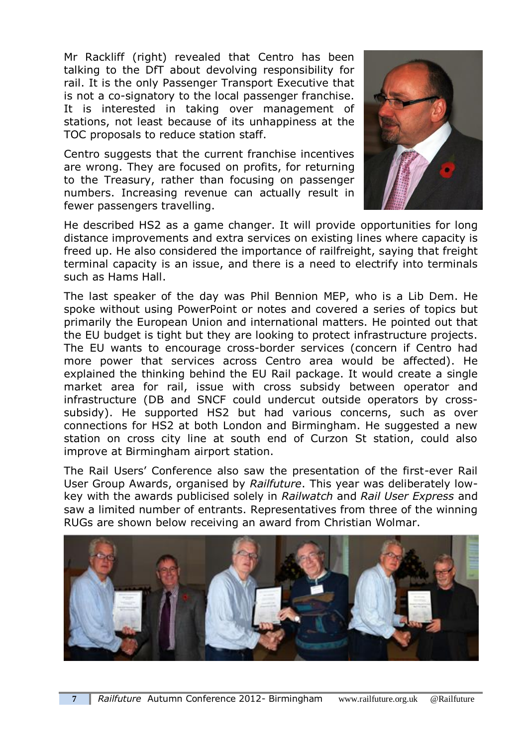Mr Rackliff (right) revealed that Centro has been talking to the DfT about devolving responsibility for rail. It is the only Passenger Transport Executive that is not a co-signatory to the local passenger franchise. It is interested in taking over management of stations, not least because of its unhappiness at the TOC proposals to reduce station staff.

Centro suggests that the current franchise incentives are wrong. They are focused on profits, for returning to the Treasury, rather than focusing on passenger numbers. Increasing revenue can actually result in fewer passengers travelling.

He described HS2 as a game changer. It will provide opportunities for long distance improvements and extra services on existing lines where capacity is freed up. He also considered the importance of railfreight, saying that freight terminal capacity is an issue, and there is a need to electrify into terminals such as Hams Hall.

The last speaker of the day was Phil Bennion MEP, who is a Lib Dem. He spoke without using PowerPoint or notes and covered a series of topics but primarily the European Union and international matters. He pointed out that the EU budget is tight but they are looking to protect infrastructure projects. The EU wants to encourage cross-border services (concern if Centro had more power that services across Centro area would be affected). He explained the thinking behind the EU Rail package. It would create a single market area for rail, issue with cross subsidy between operator and infrastructure (DB and SNCF could undercut outside operators by cross-subsidy). He supported HS2 but had various concerns, such as over connections for HS2 at both London and Birmingham. He suggested a new station on cross city line at south end of Curzon St station, could also improve at Birmingham airport station.

The Rail Users' Conference also saw the presentation of the first-ever Rail User Group Awards, organised by *Railfuture*. This year was deliberately low-key with the awards publicised solely in *Railwatch* and *Rail User Express* and saw a limited number of entrants. Representatives from three of the winning RUGs are shown below receiving an award from Christian Wolmar.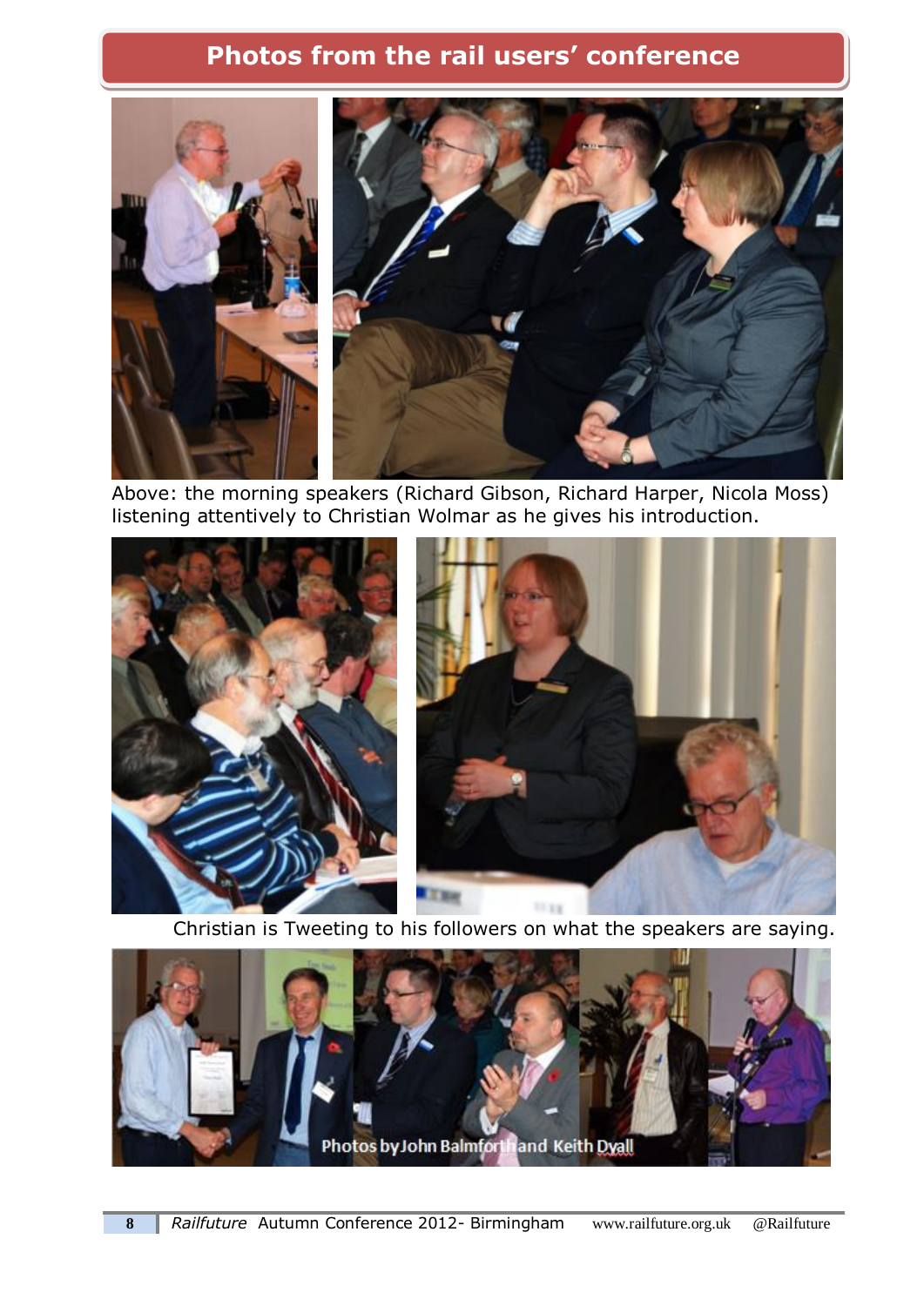# Photos from the rail users' conference

Above: the morning speakers (Richard Gibson, Richard Harper, Nicola Moss) listening attentively to Christian Wolmar as he gives his introduction.

Christian is Tweeting to his followers on what the speakers are saying.

Photos by John Balmforth and Keith Dyall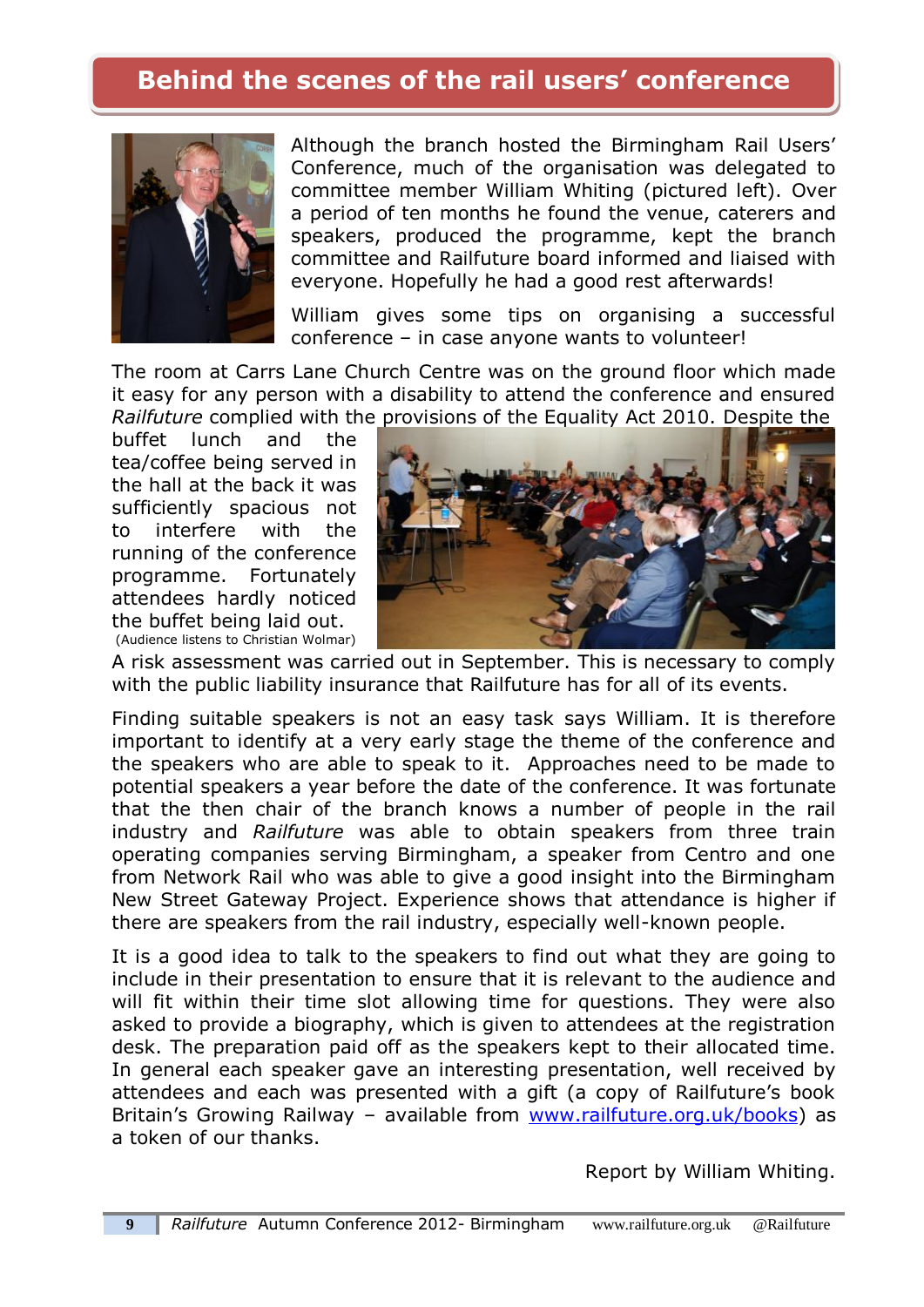## Behind the scenes of the rail users' conference

Although the branch hosted the Birmingham Rail Users' Conference, much of the organisation was delegated to committee member William Whiting (pictured left). Over a period of ten months he found the venue, caterers and speakers, produced the programme, kept the branch committee and Railfuture board informed and liaised with everyone. Hopefully he had a good rest afterwards!

William gives some tips on organising a successful conference – in case anyone wants to volunteer!

The room at Carrs Lane Church Centre was on the ground floor which made it easy for any person with a disability to attend the conference and ensured *Railfuture* complied with the provisions of the Equality Act 2010. Despite the buffet lunch and the tea/coffee being served in the hall at the back it was sufficiently spacious not to interfere with the running of the conference programme. Fortunately attendees hardly noticed the buffet being laid out.

(Audience listens to Christian Wolmar)

A risk assessment was carried out in September. This is necessary to comply with the public liability insurance that Railfuture has for all of its events.

Finding suitable speakers is not an easy task says William. It is therefore important to identify at a very early stage the theme of the conference and the speakers who are able to speak to it. Approaches need to be made to potential speakers a year before the date of the conference. It was fortunate that the then chair of the branch knows a number of people in the rail industry and *Railfuture* was able to obtain speakers from three train operating companies serving Birmingham, a speaker from Centro and one from Network Rail who was able to give a good insight into the Birmingham New Street Gateway Project. Experience shows that attendance is higher if there are speakers from the rail industry, especially well-known people.

It is a good idea to talk to the speakers to find out what they are going to include in their presentation to ensure that it is relevant to the audience and will fit within their time slot allowing time for questions. They were also asked to provide a biography, which is given to attendees at the registration desk. The preparation paid off as the speakers kept to their allocated time. In general each speaker gave an interesting presentation, well received by attendees and each was presented with a gift (a copy of Railfuture's book Britain's Growing Railway – available from [www.railfuture.org.uk/books](http://www.railfuture.org.uk/books)) as a token of our thanks.

Report by William Whiting.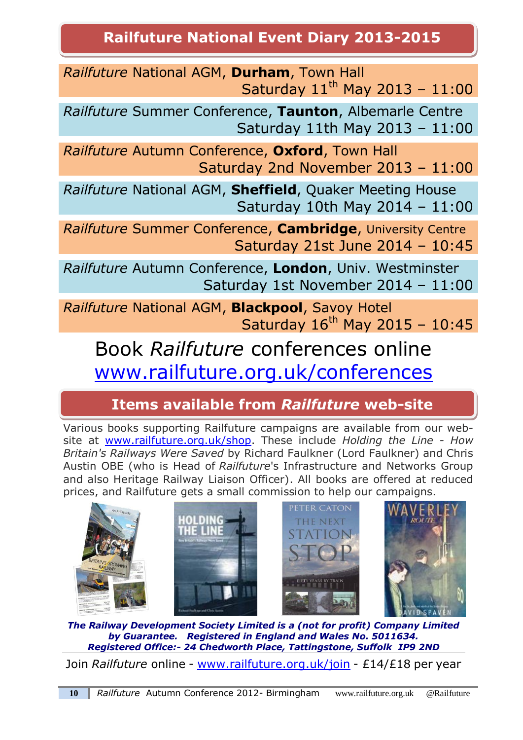## Railfuture National Event Diary 2013-2015

*Railfuture* National AGM, **Durham**, Town Hall
Saturday 11th May 2013 – 11:00

*Railfuture* Summer Conference, **Taunton**, Albemarle Centre
Saturday 11th May 2013 – 11:00

*Railfuture* Autumn Conference, **Oxford**, Town Hall
Saturday 2nd November 2013 – 11:00

*Railfuture* National AGM, **Sheffield**, Quaker Meeting House
Saturday 10th May 2014 – 11:00

*Railfuture* Summer Conference, **Cambridge**, University Centre
Saturday 21st June 2014 – 10:45

*Railfuture* Autumn Conference, **London**, Univ. Westminster
Saturday 1st November 2014 – 11:00

*Railfuture* National AGM, **Blackpool**, Savoy Hotel
Saturday 16th May 2015 – 10:45

Book *Railfuture* conferences online
www.railfuture.org.uk/conferences

## Items available from *Railfuture* web-site

Various books supporting Railfuture campaigns are available from our web-site at www.railfuture.org.uk/shop. These include *Holding the Line - How Britain's Railways Were Saved* by Richard Faulkner (Lord Faulkner) and Chris Austin OBE (who is Head of *Railfuture*'s Infrastructure and Networks Group and also Heritage Railway Liaison Officer). All books are offered at reduced prices, and Railfuture gets a small commission to help our campaigns.

***The Railway Development Society Limited is a (not for profit) Company Limited by Guarantee. Registered in England and Wales No. 5011634. Registered Office:- 24 Chedworth Place, Tattingstone, Suffolk IP9 2ND***

Join *Railfuture* online - www.railfuture.org.uk/join - £14/£18 per year